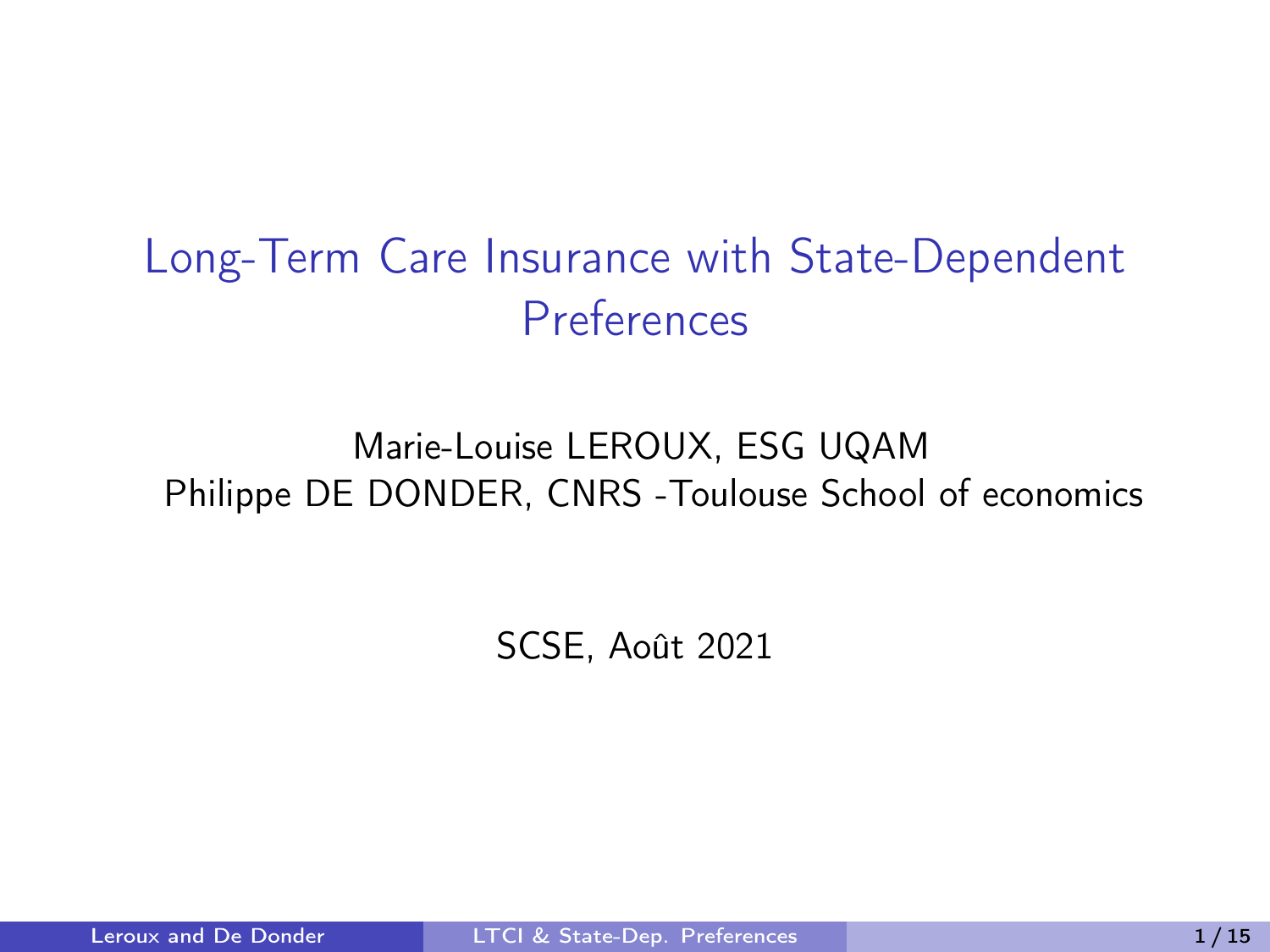# Long-Term Care Insurance with State-Dependent Preferences

Marie-Louise LEROUX, ESG UQAM

Philippe DE DONDER, CNRS -Toulouse School of economics

SCSE, Août 2021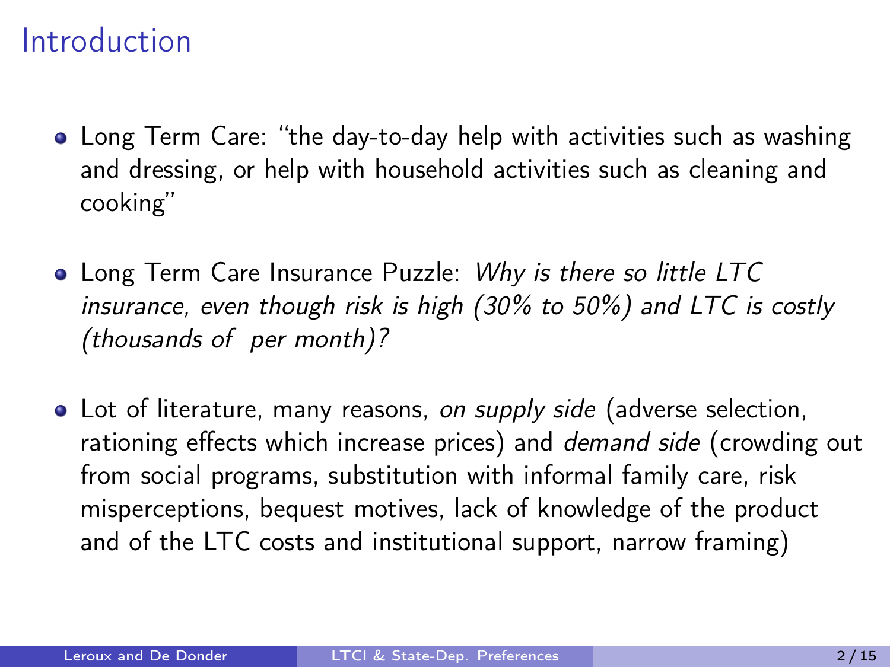# Introduction

- Long Term Care: "the day-to-day help with activities such as washing and dressing, or help with household activities such as cleaning and cooking"

- Long Term Care Insurance Puzzle: *Why is there so little LTC insurance, even though risk is high (30% to 50%) and LTC is costly (thousands of  per month)?*

- Lot of literature, many reasons, *on supply side* (adverse selection, rationing effects which increase prices) and *demand side* (crowding out from social programs, substitution with informal family care, risk misperceptions, bequest motives, lack of knowledge of the product and of the LTC costs and institutional support, narrow framing)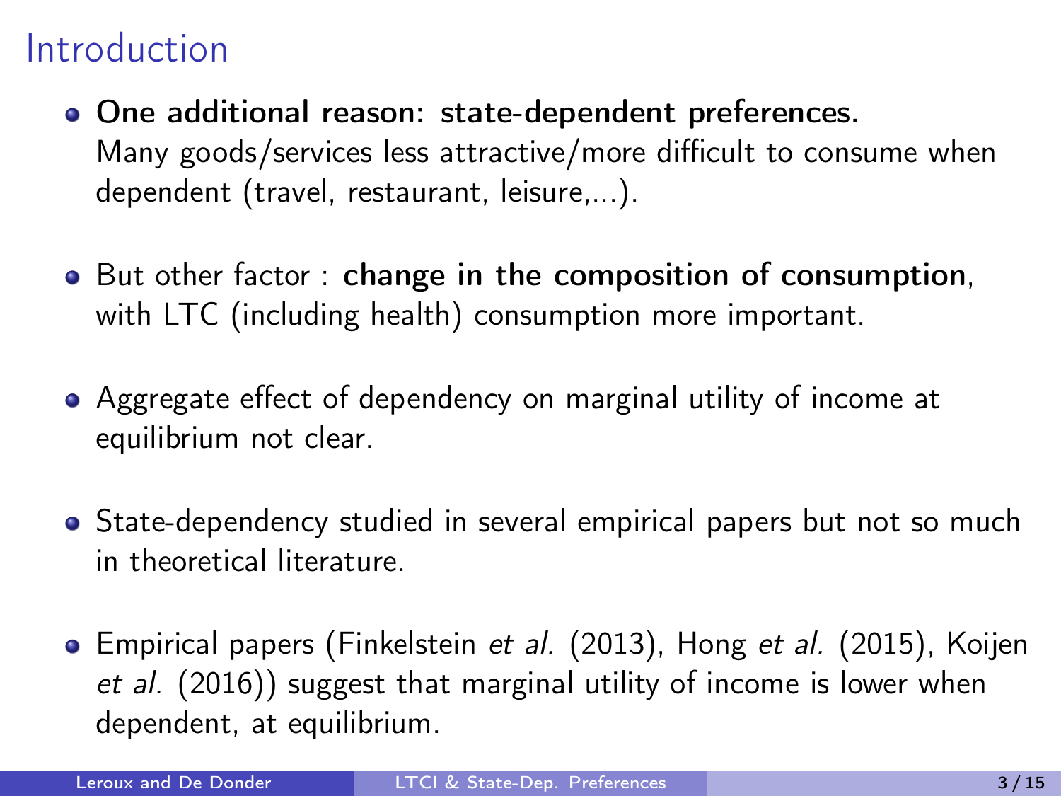# Introduction

- **One additional reason: state-dependent preferences.** Many goods/services less attractive/more difficult to consume when dependent (travel, restaurant, leisure,...).

- But other factor : **change in the composition of consumption**, with LTC (including health) consumption more important.

- Aggregate effect of dependency on marginal utility of income at equilibrium not clear.

- State-dependency studied in several empirical papers but not so much in theoretical literature.

- Empirical papers (Finkelstein *et al.* (2013), Hong *et al.* (2015), Koijen *et al.* (2016)) suggest that marginal utility of income is lower when dependent, at equilibrium.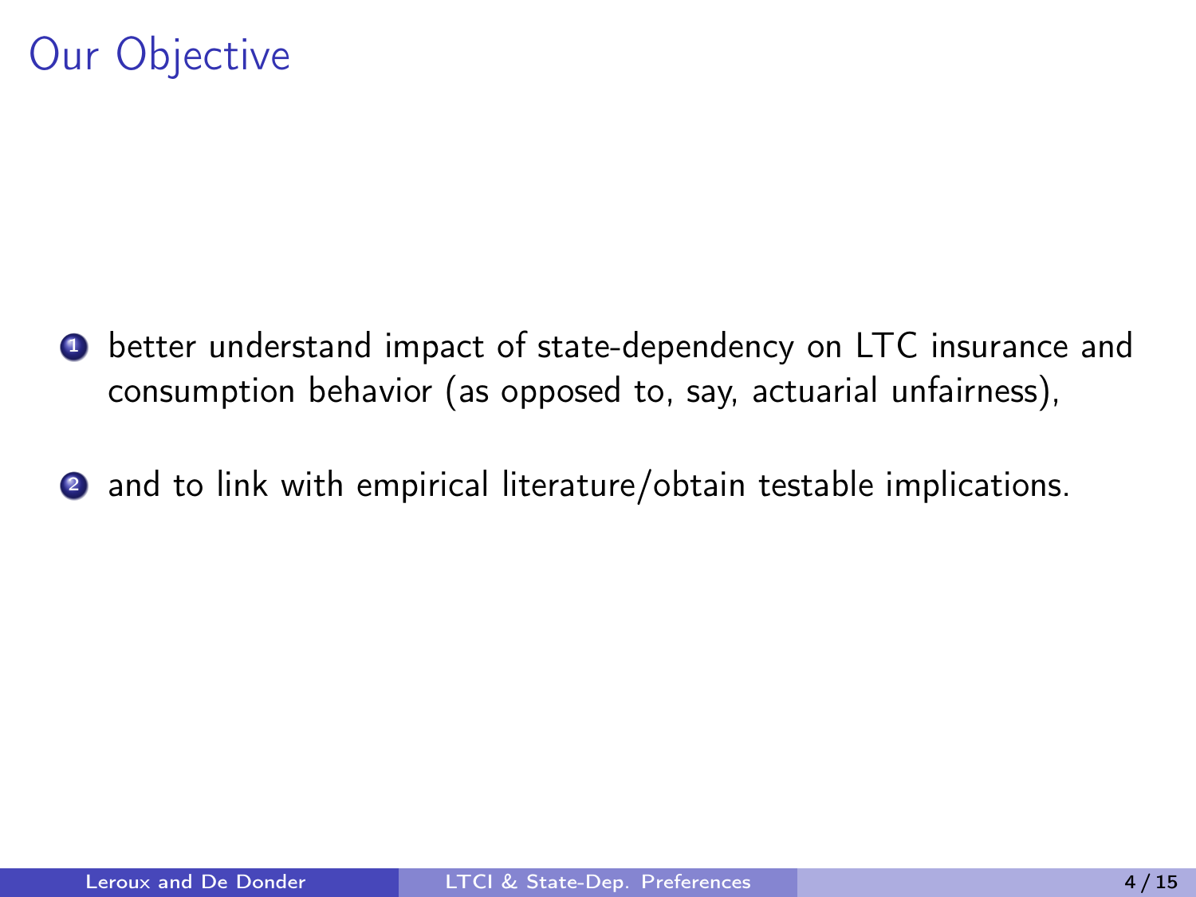# Our Objective

1. better understand impact of state-dependency on LTC insurance and consumption behavior (as opposed to, say, actuarial unfairness),
2. and to link with empirical literature/obtain testable implications.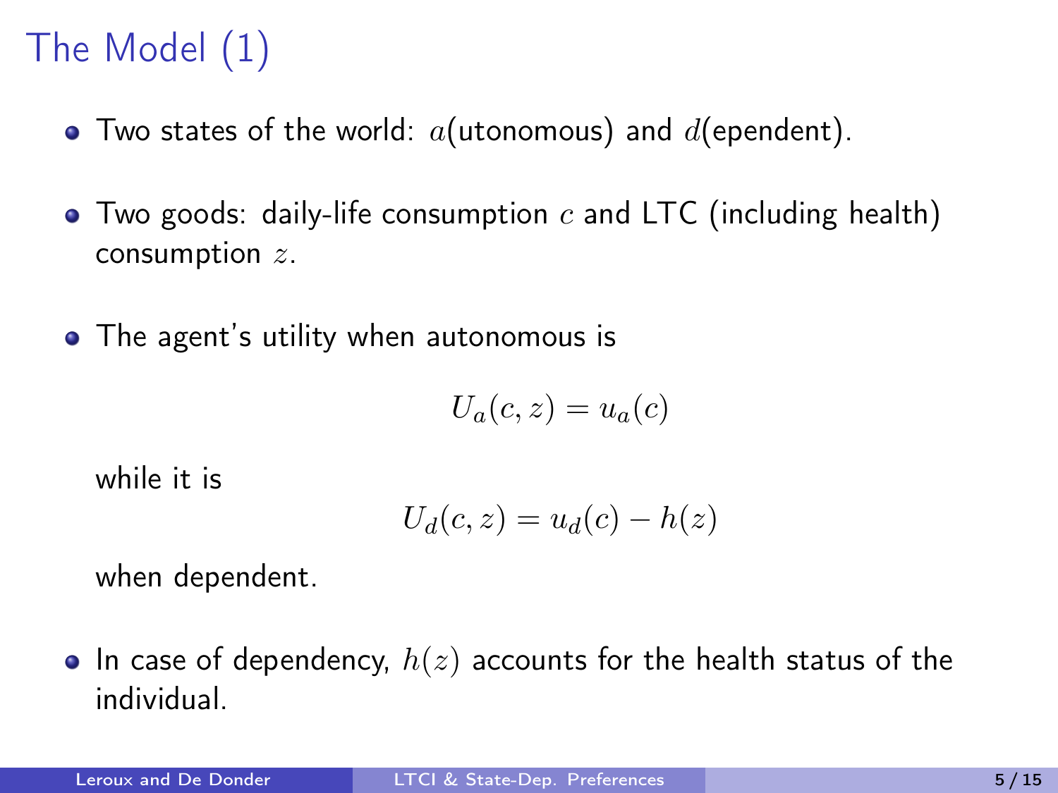# The Model (1)

- Two states of the world: $a$(utonomous) and $d$(ependent).
- Two goods: daily-life consumption $c$ and LTC (including health) consumption $z$.
- The agent's utility when autonomous is

$$U_a(c,z) = u_a(c)$$

  while it is

$$U_d(c,z) = u_d(c) - h(z)$$

  when dependent.
- In case of dependency, $h(z)$ accounts for the health status of the individual.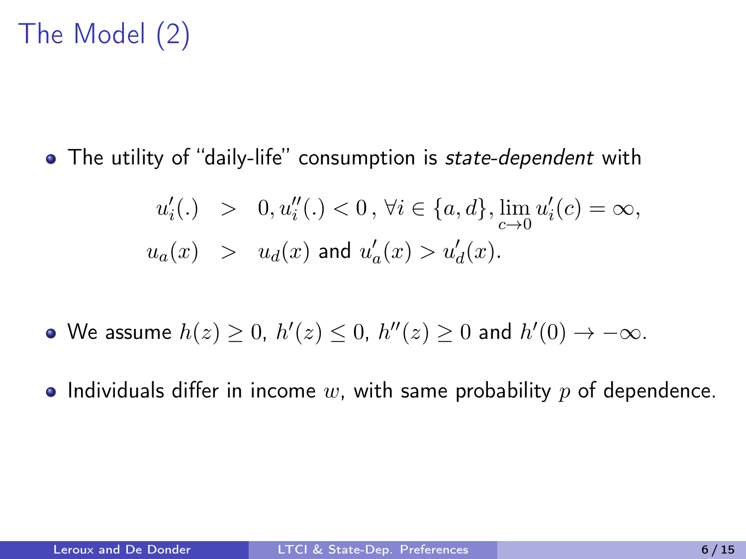# The Model (2)

- The utility of "daily-life" consumption is *state-dependent* with

$$
\begin{aligned}
u_i'(.) &> 0, u_i''(.) < 0\,, \forall i \in \{a, d\}, \lim_{c \to 0} u_i'(c) = \infty, \\
u_a(x) &> u_d(x) \text{ and } u_a'(x) > u_d'(x).
\end{aligned}
$$

- We assume $h(z) \geq 0$, $h'(z) \leq 0$, $h''(z) \geq 0$ and $h'(0) \to -\infty$.

- Individuals differ in income $w$, with same probability $p$ of dependence.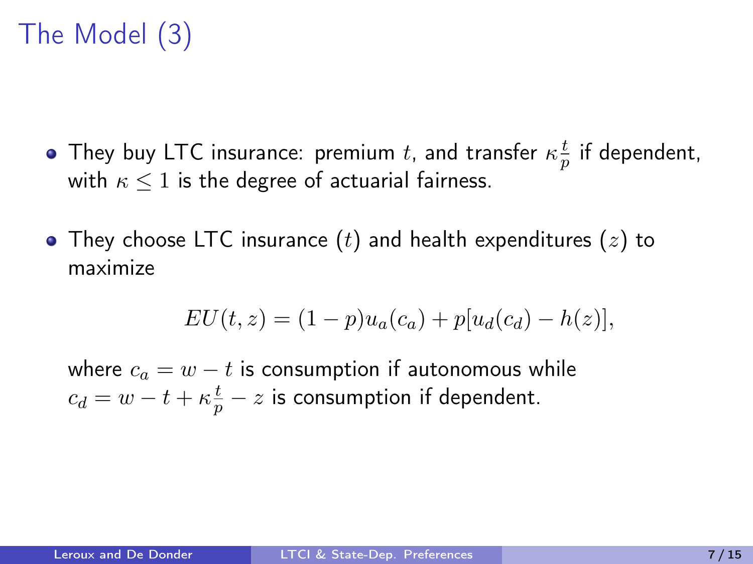# The Model (3)

- They buy LTC insurance: premium $t$, and transfer $\kappa \frac{t}{p}$ if dependent, with $\kappa \leq 1$ is the degree of actuarial fairness.

- They choose LTC insurance ($t$) and health expenditures ($z$) to maximize

$$EU(t, z) = (1 - p)u_a(c_a) + p[u_d(c_d) - h(z)],$$

  where $c_a = w - t$ is consumption if autonomous while $c_d = w - t + \kappa \frac{t}{p} - z$ is consumption if dependent.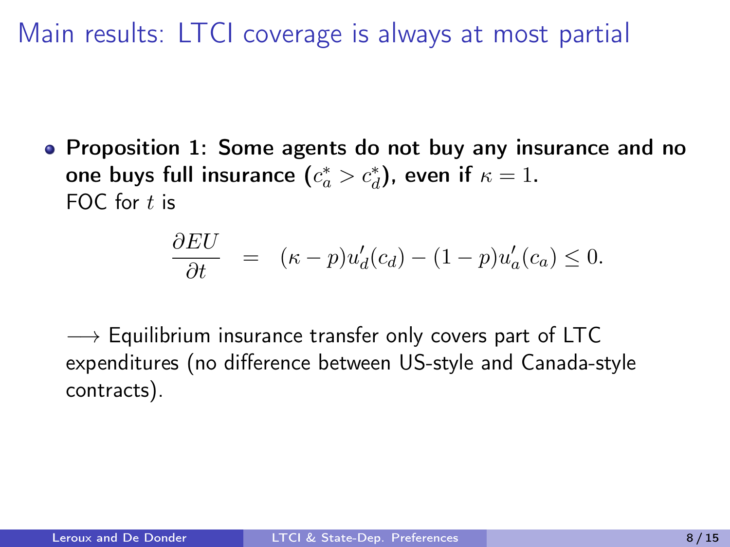# Main results: LTCI coverage is always at most partial

- **Proposition 1: Some agents do not buy any insurance and no one buys full insurance ($c_a^* > c_d^*$), even if $\kappa = 1$.**
  FOC for $t$ is

$$\frac{\partial EU}{\partial t} = (\kappa - p)u_d'(c_d) - (1-p)u_a'(c_a) \leq 0.$$

$\longrightarrow$ Equilibrium insurance transfer only covers part of LTC expenditures (no difference between US-style and Canada-style contracts).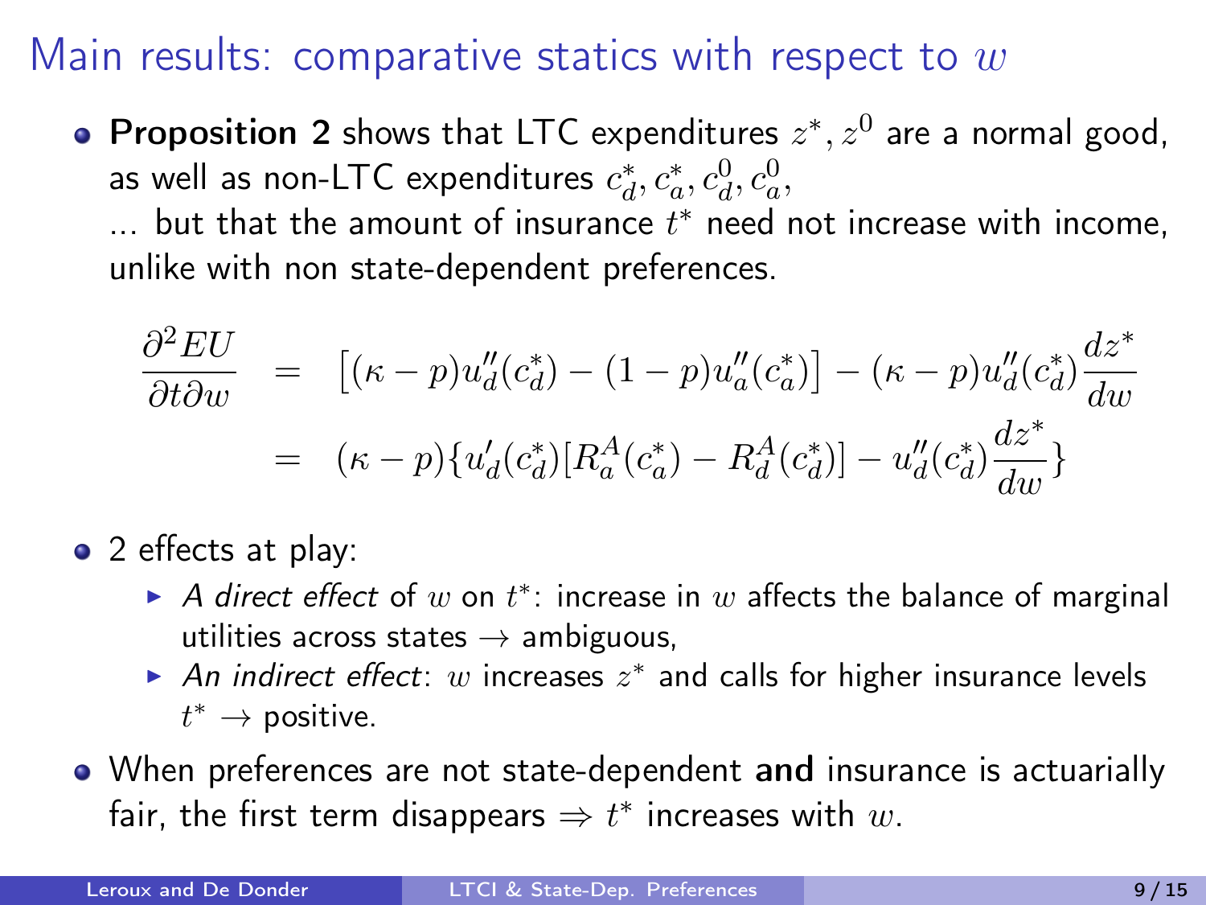# Main results: comparative statics with respect to $w$

- **Proposition 2** shows that LTC expenditures $z^*, z^0$ are a normal good, as well as non-LTC expenditures $c_d^*, c_a^*, c_d^0, c_a^0$, ... but that the amount of insurance $t^*$ need not increase with income, unlike with non state-dependent preferences.

$$
\begin{aligned}
\frac{\partial^2 EU}{\partial t \partial w} &= \left[(\kappa - p)u_d''(c_d^*) - (1-p)u_a''(c_a^*)\right] - (\kappa - p)u_d''(c_d^*)\frac{dz^*}{dw} \\
&= (\kappa - p)\{u_d'(c_d^*)[R_a^A(c_a^*) - R_d^A(c_d^*)] - u_d''(c_d^*)\frac{dz^*}{dw}\}
\end{aligned}
$$

- 2 effects at play:
  - *A direct effect* of $w$ on $t^*$: increase in $w$ affects the balance of marginal utilities across states $\rightarrow$ ambiguous,
  - *An indirect effect*: $w$ increases $z^*$ and calls for higher insurance levels $t^* \rightarrow$ positive.
- When preferences are not state-dependent **and** insurance is actuarially fair, the first term disappears $\Rightarrow t^*$ increases with $w$.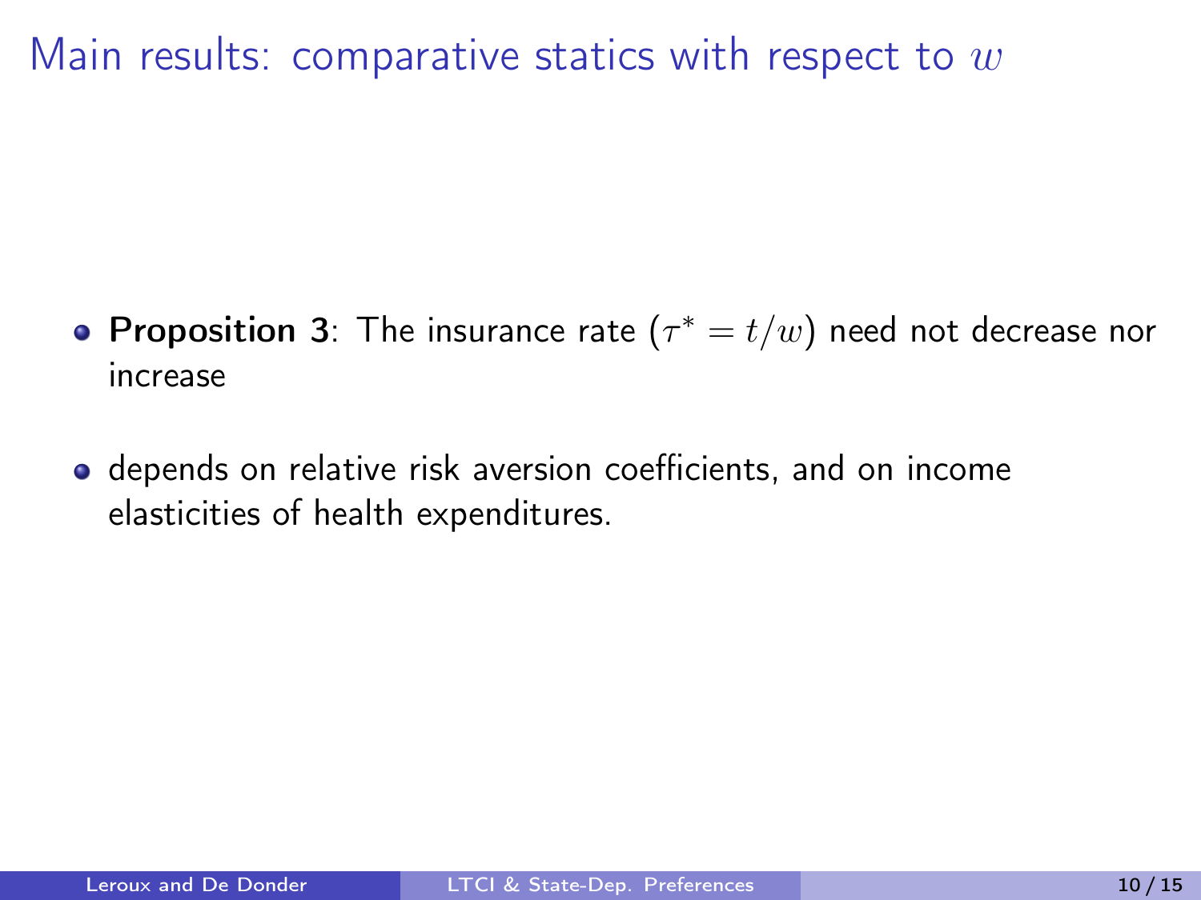# Main results: comparative statics with respect to $w$

- **Proposition 3**: The insurance rate ($\tau^* = t/w$) need not decrease nor increase
- depends on relative risk aversion coefficients, and on income elasticities of health expenditures.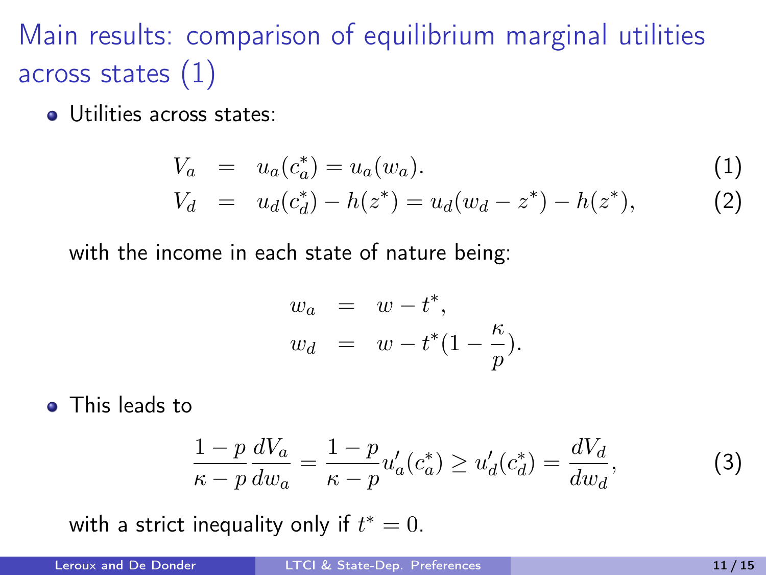# Main results: comparison of equilibrium marginal utilities across states (1)

- Utilities across states:

$$V_a = u_a(c_a^*) = u_a(w_a). \tag{1}$$

$$V_d = u_d(c_d^*) - h(z^*) = u_d(w_d - z^*) - h(z^*), \tag{2}$$

with the income in each state of nature being:

$$w_a = w - t^*,$$

$$w_d = w - t^*(1 - \frac{\kappa}{p}).$$

- This leads to

$$\frac{1-p}{\kappa - p}\frac{dV_a}{dw_a} = \frac{1-p}{\kappa - p}u_a'(c_a^*) \geq u_d'(c_d^*) = \frac{dV_d}{dw_d}, \tag{3}$$

with a strict inequality only if $t^* = 0$.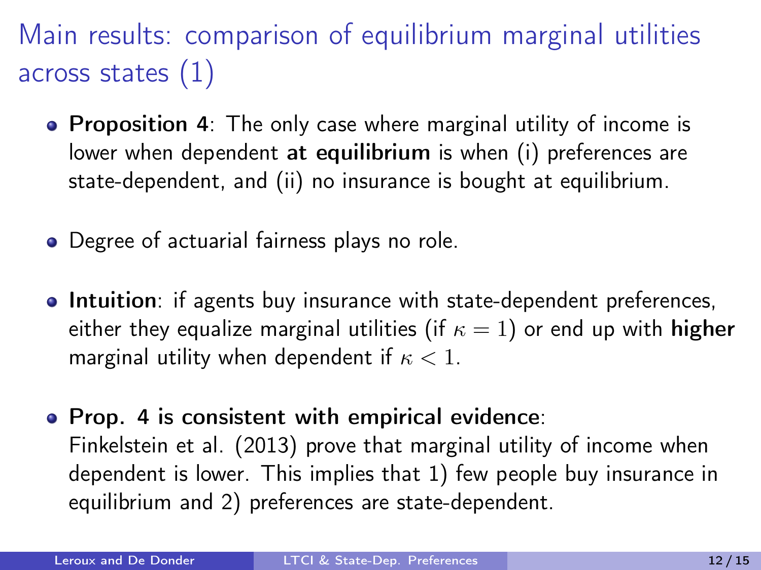# Main results: comparison of equilibrium marginal utilities across states (1)

- **Proposition 4**: The only case where marginal utility of income is lower when dependent **at equilibrium** is when (i) preferences are state-dependent, and (ii) no insurance is bought at equilibrium.

- Degree of actuarial fairness plays no role.

- **Intuition**: if agents buy insurance with state-dependent preferences, either they equalize marginal utilities (if $\kappa = 1$) or end up with **higher** marginal utility when dependent if $\kappa < 1$.

- **Prop. 4 is consistent with empirical evidence**:
  Finkelstein et al. (2013) prove that marginal utility of income when dependent is lower. This implies that 1) few people buy insurance in equilibrium and 2) preferences are state-dependent.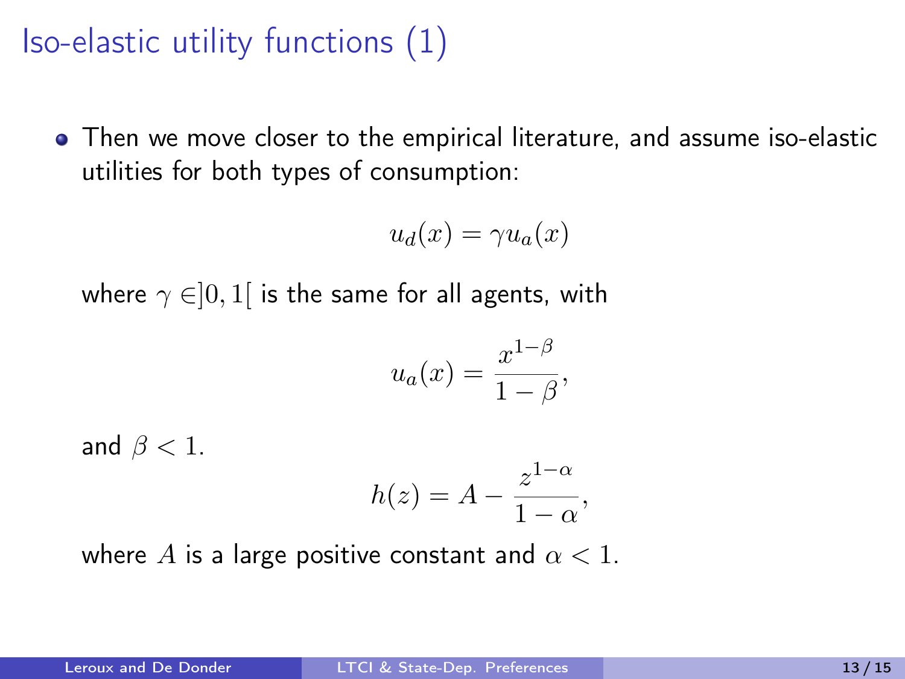# Iso-elastic utility functions (1)

- Then we move closer to the empirical literature, and assume iso-elastic utilities for both types of consumption:

$$u_d(x) = \gamma u_a(x)$$

where $\gamma \in ]0,1[$ is the same for all agents, with

$$u_a(x) = \frac{x^{1-\beta}}{1-\beta},$$

and $\beta < 1$.

$$h(z) = A - \frac{z^{1-\alpha}}{1-\alpha},$$

where $A$ is a large positive constant and $\alpha < 1$.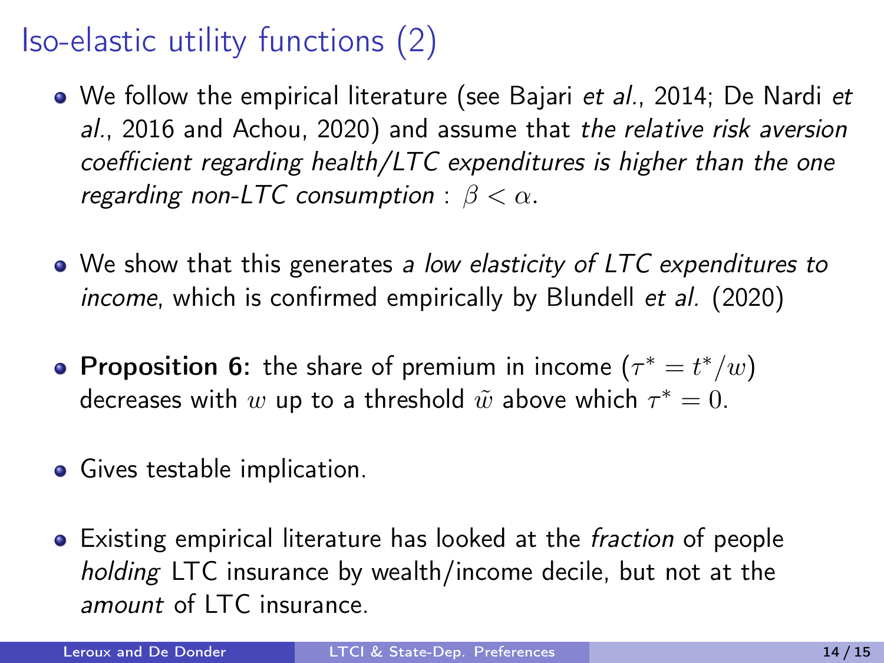# Iso-elastic utility functions (2)

- We follow the empirical literature (see Bajari *et al.*, 2014; De Nardi *et al.*, 2016 and Achou, 2020) and assume that *the relative risk aversion coefficient regarding health/LTC expenditures is higher than the one regarding non-LTC consumption* : $\beta < \alpha$.
- We show that this generates *a low elasticity of LTC expenditures to income*, which is confirmed empirically by Blundell *et al.* (2020)
- **Proposition 6:** the share of premium in income ($\tau^* = t^*/w$) decreases with $w$ up to a threshold $\tilde{w}$ above which $\tau^* = 0$.
- Gives testable implication.
- Existing empirical literature has looked at the *fraction* of people *holding* LTC insurance by wealth/income decile, but not at the *amount* of LTC insurance.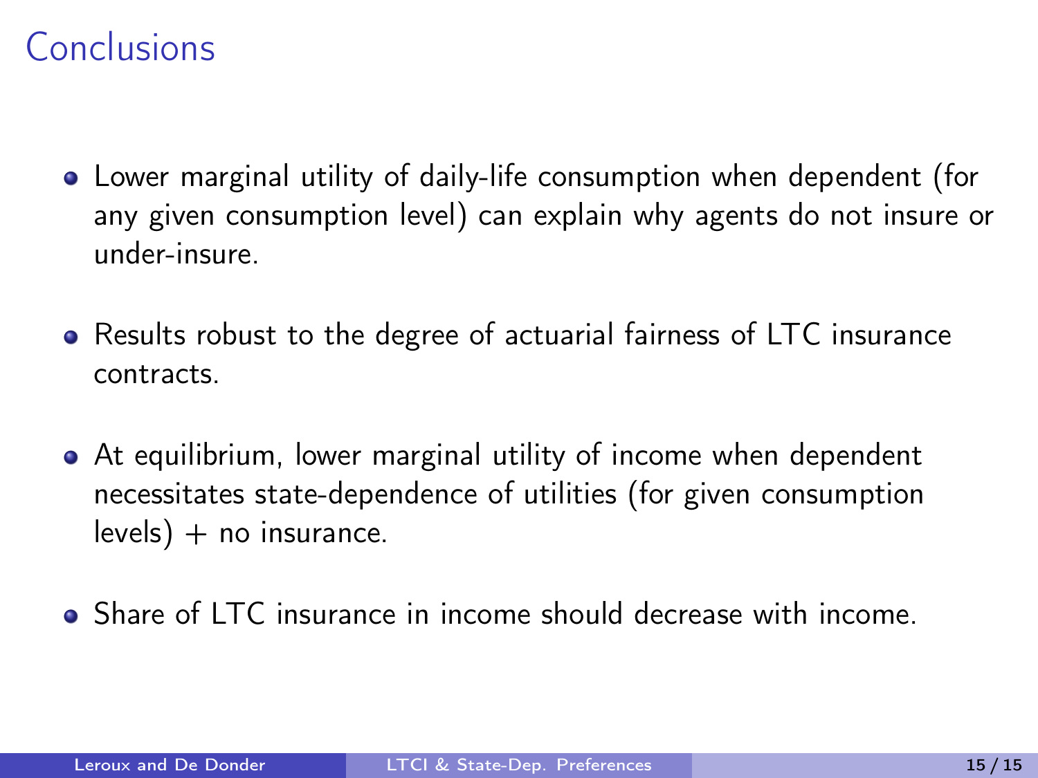# Conclusions

- Lower marginal utility of daily-life consumption when dependent (for any given consumption level) can explain why agents do not insure or under-insure.
- Results robust to the degree of actuarial fairness of LTC insurance contracts.
- At equilibrium, lower marginal utility of income when dependent necessitates state-dependence of utilities (for given consumption levels) + no insurance.
- Share of LTC insurance in income should decrease with income.